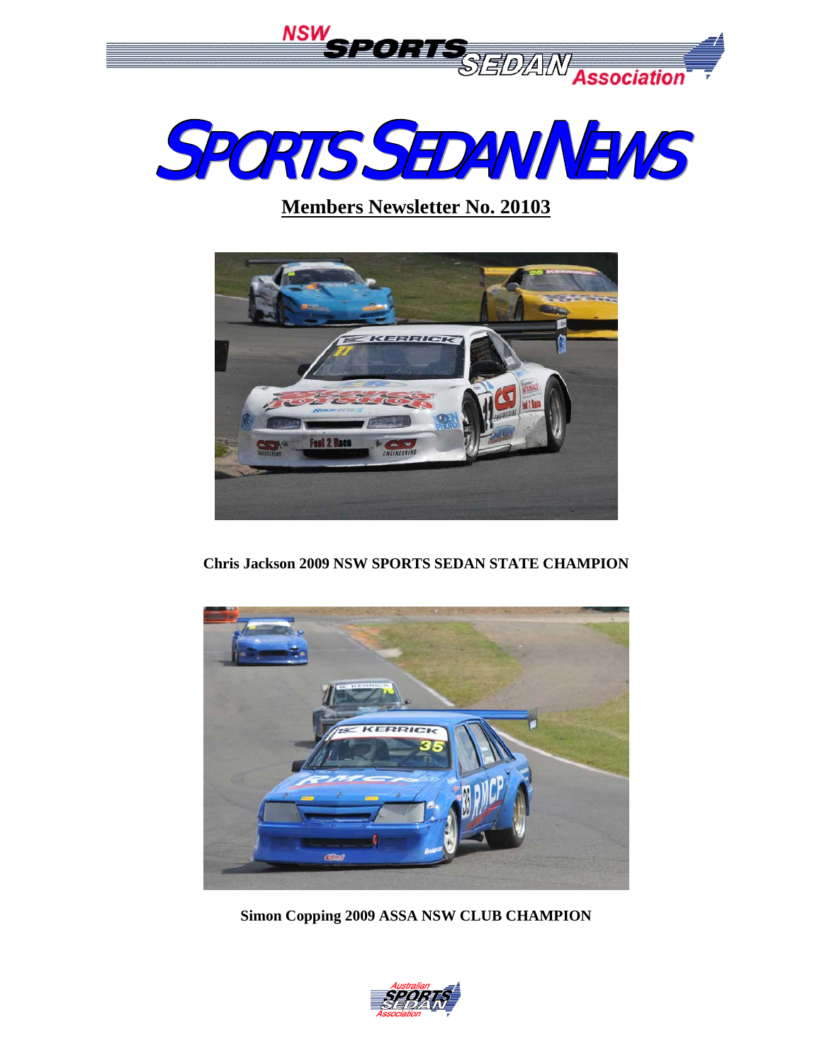NSW SPORTS SEDAN Association

# SPORTS SEDAN NEWS

## Members Newsletter No. 20103

**Chris Jackson 2009 NSW SPORTS SEDAN STATE CHAMPION**

**Simon Copping 2009 ASSA NSW CLUB CHAMPION**

Australian SPORTS SEDAN Association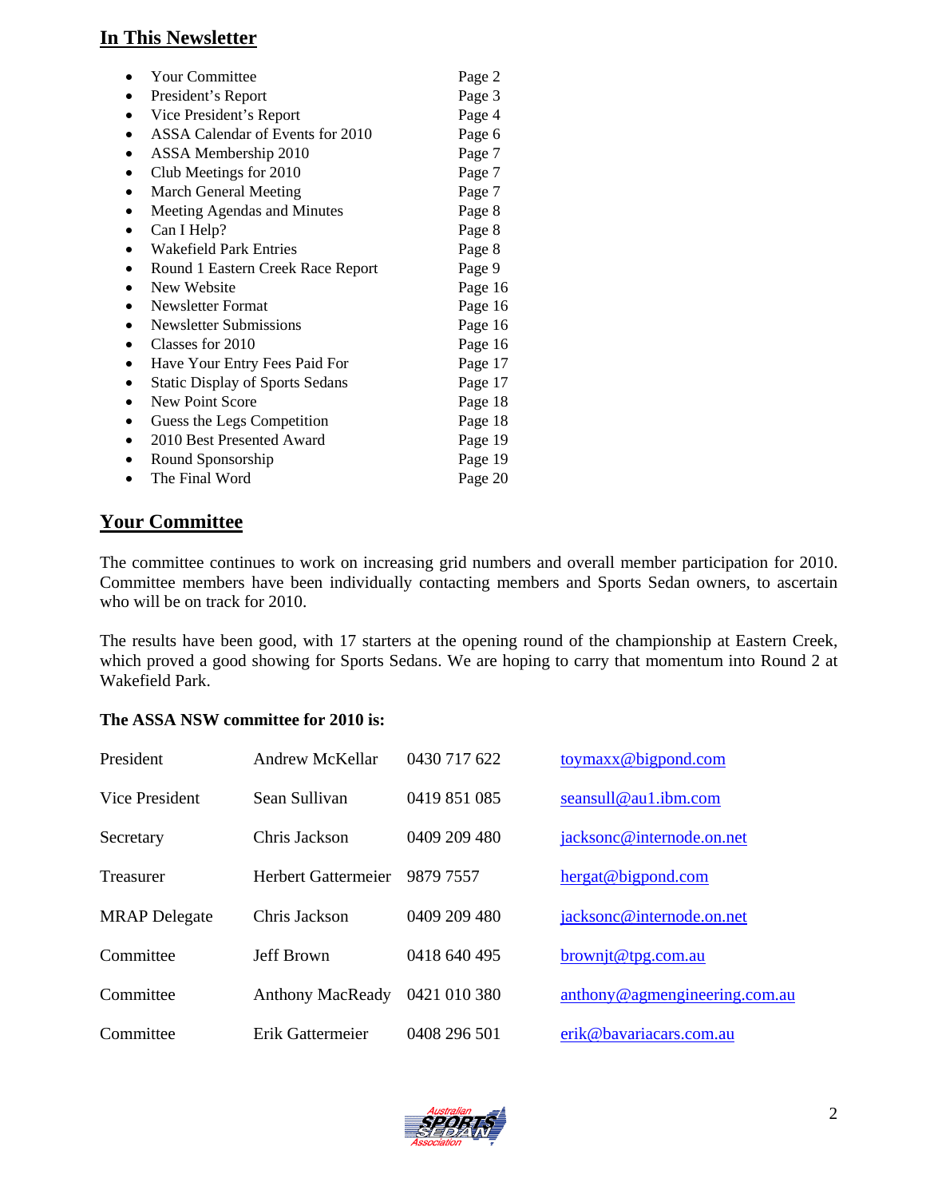## In This Newsletter

| | |
|---|---|
| Your Committee | Page 2 |
| President's Report | Page 3 |
| Vice President's Report | Page 4 |
| ASSA Calendar of Events for 2010 | Page 6 |
| ASSA Membership 2010 | Page 7 |
| Club Meetings for 2010 | Page 7 |
| March General Meeting | Page 7 |
| Meeting Agendas and Minutes | Page 8 |
| Can I Help? | Page 8 |
| Wakefield Park Entries | Page 8 |
| Round 1 Eastern Creek Race Report | Page 9 |
| New Website | Page 16 |
| Newsletter Format | Page 16 |
| Newsletter Submissions | Page 16 |
| Classes for 2010 | Page 16 |
| Have Your Entry Fees Paid For | Page 17 |
| Static Display of Sports Sedans | Page 17 |
| New Point Score | Page 18 |
| Guess the Legs Competition | Page 18 |
| 2010 Best Presented Award | Page 19 |
| Round Sponsorship | Page 19 |
| The Final Word | Page 20 |

## Your Committee

The committee continues to work on increasing grid numbers and overall member participation for 2010. Committee members have been individually contacting members and Sports Sedan owners, to ascertain who will be on track for 2010.

The results have been good, with 17 starters at the opening round of the championship at Eastern Creek, which proved a good showing for Sports Sedans. We are hoping to carry that momentum into Round 2 at Wakefield Park.

**The ASSA NSW committee for 2010 is:**

| | | | |
|---|---|---|---|
| President | Andrew McKellar | 0430 717 622 | toymaxx@bigpond.com |
| Vice President | Sean Sullivan | 0419 851 085 | seansull@au1.ibm.com |
| Secretary | Chris Jackson | 0409 209 480 | jacksonc@internode.on.net |
| Treasurer | Herbert Gattermeier | 9879 7557 | hergat@bigpond.com |
| MRAP Delegate | Chris Jackson | 0409 209 480 | jacksonc@internode.on.net |
| Committee | Jeff Brown | 0418 640 495 | brownjt@tpg.com.au |
| Committee | Anthony MacReady | 0421 010 380 | anthony@agmengineering.com.au |
| Committee | Erik Gattermeier | 0408 296 501 | erik@bavariacars.com.au |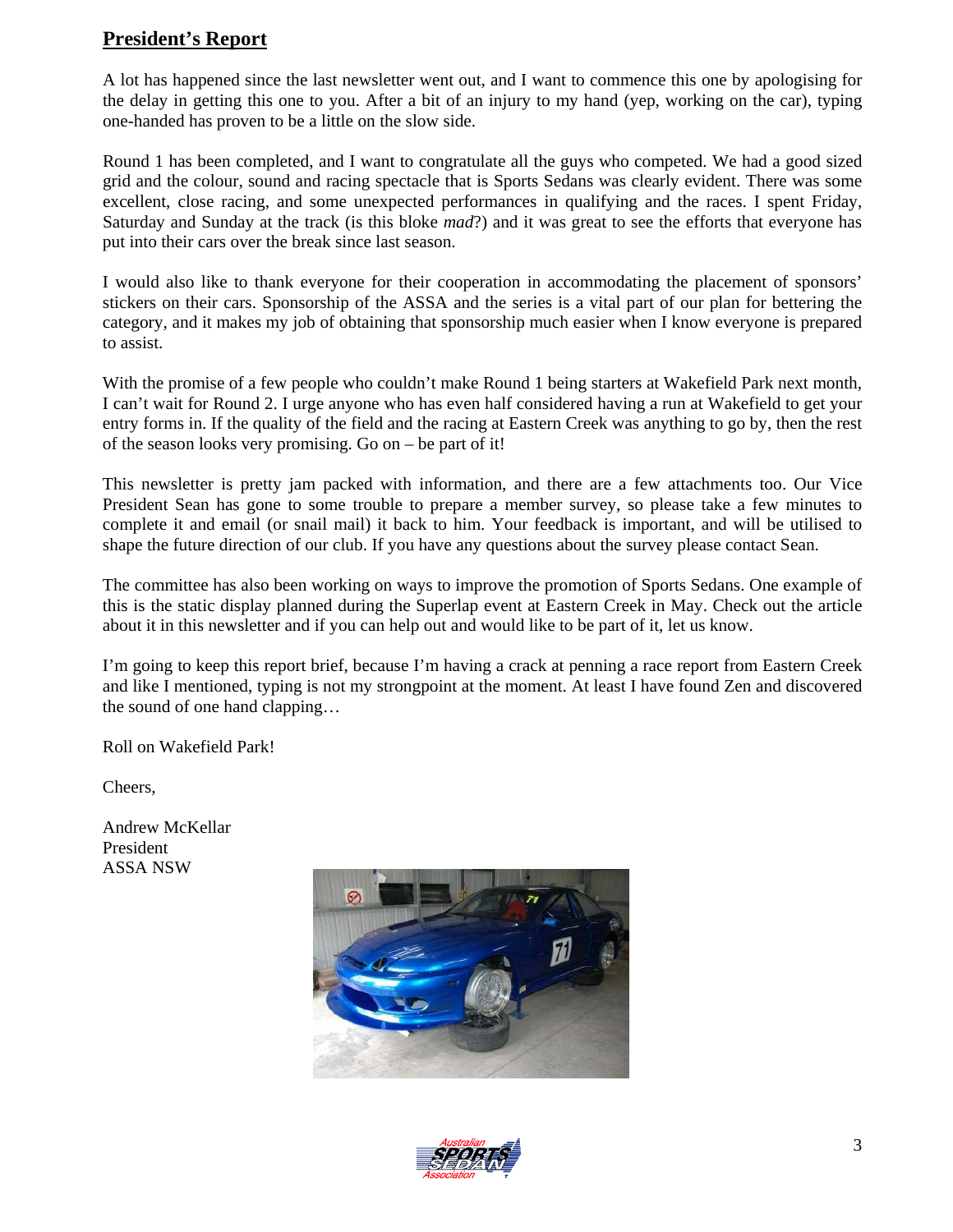## President's Report

A lot has happened since the last newsletter went out, and I want to commence this one by apologising for the delay in getting this one to you. After a bit of an injury to my hand (yep, working on the car), typing one-handed has proven to be a little on the slow side.

Round 1 has been completed, and I want to congratulate all the guys who competed. We had a good sized grid and the colour, sound and racing spectacle that is Sports Sedans was clearly evident. There was some excellent, close racing, and some unexpected performances in qualifying and the races. I spent Friday, Saturday and Sunday at the track (is this bloke *mad*?) and it was great to see the efforts that everyone has put into their cars over the break since last season.

I would also like to thank everyone for their cooperation in accommodating the placement of sponsors' stickers on their cars. Sponsorship of the ASSA and the series is a vital part of our plan for bettering the category, and it makes my job of obtaining that sponsorship much easier when I know everyone is prepared to assist.

With the promise of a few people who couldn't make Round 1 being starters at Wakefield Park next month, I can't wait for Round 2. I urge anyone who has even half considered having a run at Wakefield to get your entry forms in. If the quality of the field and the racing at Eastern Creek was anything to go by, then the rest of the season looks very promising. Go on – be part of it!

This newsletter is pretty jam packed with information, and there are a few attachments too. Our Vice President Sean has gone to some trouble to prepare a member survey, so please take a few minutes to complete it and email (or snail mail) it back to him. Your feedback is important, and will be utilised to shape the future direction of our club. If you have any questions about the survey please contact Sean.

The committee has also been working on ways to improve the promotion of Sports Sedans. One example of this is the static display planned during the Superlap event at Eastern Creek in May. Check out the article about it in this newsletter and if you can help out and would like to be part of it, let us know.

I'm going to keep this report brief, because I'm having a crack at penning a race report from Eastern Creek and like I mentioned, typing is not my strongpoint at the moment. At least I have found Zen and discovered the sound of one hand clapping…

Roll on Wakefield Park!

Cheers,

Andrew McKellar
President
ASSA NSW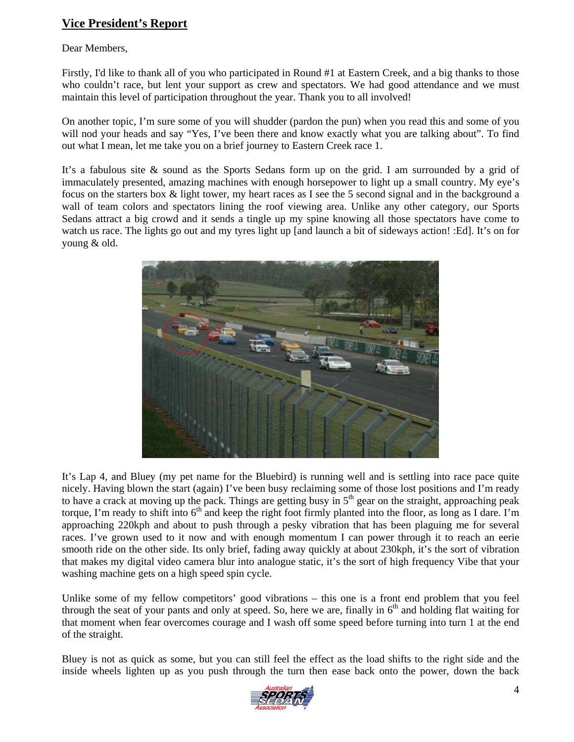## Vice President's Report

Dear Members,

Firstly, I'd like to thank all of you who participated in Round #1 at Eastern Creek, and a big thanks to those who couldn't race, but lent your support as crew and spectators. We had good attendance and we must maintain this level of participation throughout the year. Thank you to all involved!

On another topic, I'm sure some of you will shudder (pardon the pun) when you read this and some of you will nod your heads and say "Yes, I've been there and know exactly what you are talking about". To find out what I mean, let me take you on a brief journey to Eastern Creek race 1.

It's a fabulous site & sound as the Sports Sedans form up on the grid. I am surrounded by a grid of immaculately presented, amazing machines with enough horsepower to light up a small country. My eye's focus on the starters box & light tower, my heart races as I see the 5 second signal and in the background a wall of team colors and spectators lining the roof viewing area. Unlike any other category, our Sports Sedans attract a big crowd and it sends a tingle up my spine knowing all those spectators have come to watch us race. The lights go out and my tyres light up [and launch a bit of sideways action! :Ed]. It's on for young & old.

It's Lap 4, and Bluey (my pet name for the Bluebird) is running well and is settling into race pace quite nicely. Having blown the start (again) I've been busy reclaiming some of those lost positions and I'm ready to have a crack at moving up the pack. Things are getting busy in 5th gear on the straight, approaching peak torque, I'm ready to shift into 6th and keep the right foot firmly planted into the floor, as long as I dare. I'm approaching 220kph and about to push through a pesky vibration that has been plaguing me for several races. I've grown used to it now and with enough momentum I can power through it to reach an eerie smooth ride on the other side. Its only brief, fading away quickly at about 230kph, it's the sort of vibration that makes my digital video camera blur into analogue static, it's the sort of high frequency Vibe that your washing machine gets on a high speed spin cycle.

Unlike some of my fellow competitors' good vibrations – this one is a front end problem that you feel through the seat of your pants and only at speed. So, here we are, finally in 6th and holding flat waiting for that moment when fear overcomes courage and I wash off some speed before turning into turn 1 at the end of the straight.

Bluey is not as quick as some, but you can still feel the effect as the load shifts to the right side and the inside wheels lighten up as you push through the turn then ease back onto the power, down the back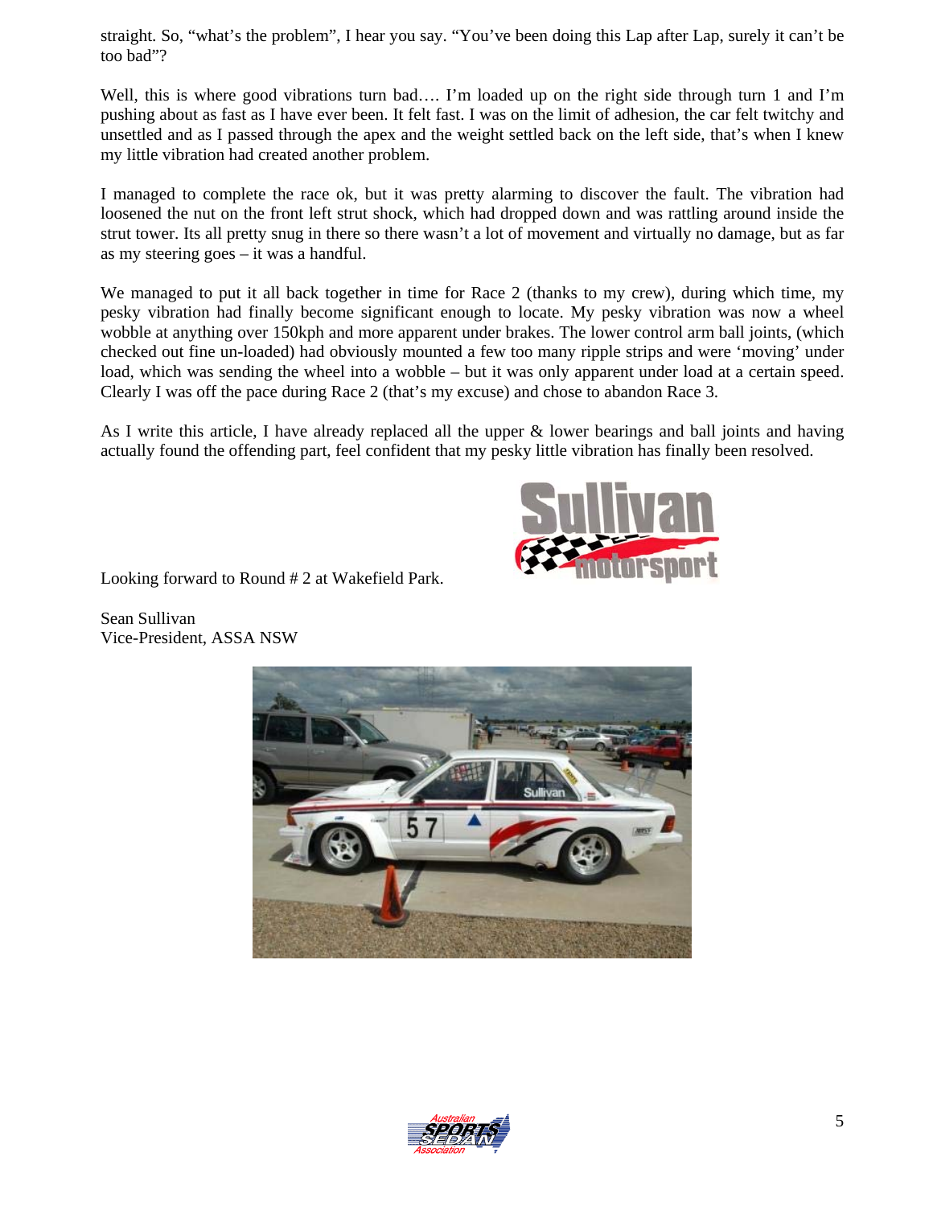straight. So, "what's the problem", I hear you say. "You've been doing this Lap after Lap, surely it can't be too bad"?

Well, this is where good vibrations turn bad…. I'm loaded up on the right side through turn 1 and I'm pushing about as fast as I have ever been. It felt fast. I was on the limit of adhesion, the car felt twitchy and unsettled and as I passed through the apex and the weight settled back on the left side, that's when I knew my little vibration had created another problem.

I managed to complete the race ok, but it was pretty alarming to discover the fault. The vibration had loosened the nut on the front left strut shock, which had dropped down and was rattling around inside the strut tower. Its all pretty snug in there so there wasn't a lot of movement and virtually no damage, but as far as my steering goes – it was a handful.

We managed to put it all back together in time for Race 2 (thanks to my crew), during which time, my pesky vibration had finally become significant enough to locate. My pesky vibration was now a wheel wobble at anything over 150kph and more apparent under brakes. The lower control arm ball joints, (which checked out fine un-loaded) had obviously mounted a few too many ripple strips and were 'moving' under load, which was sending the wheel into a wobble – but it was only apparent under load at a certain speed. Clearly I was off the pace during Race 2 (that's my excuse) and chose to abandon Race 3.

As I write this article, I have already replaced all the upper & lower bearings and ball joints and having actually found the offending part, feel confident that my pesky little vibration has finally been resolved.

Looking forward to Round # 2 at Wakefield Park.

Sean Sullivan
Vice-President, ASSA NSW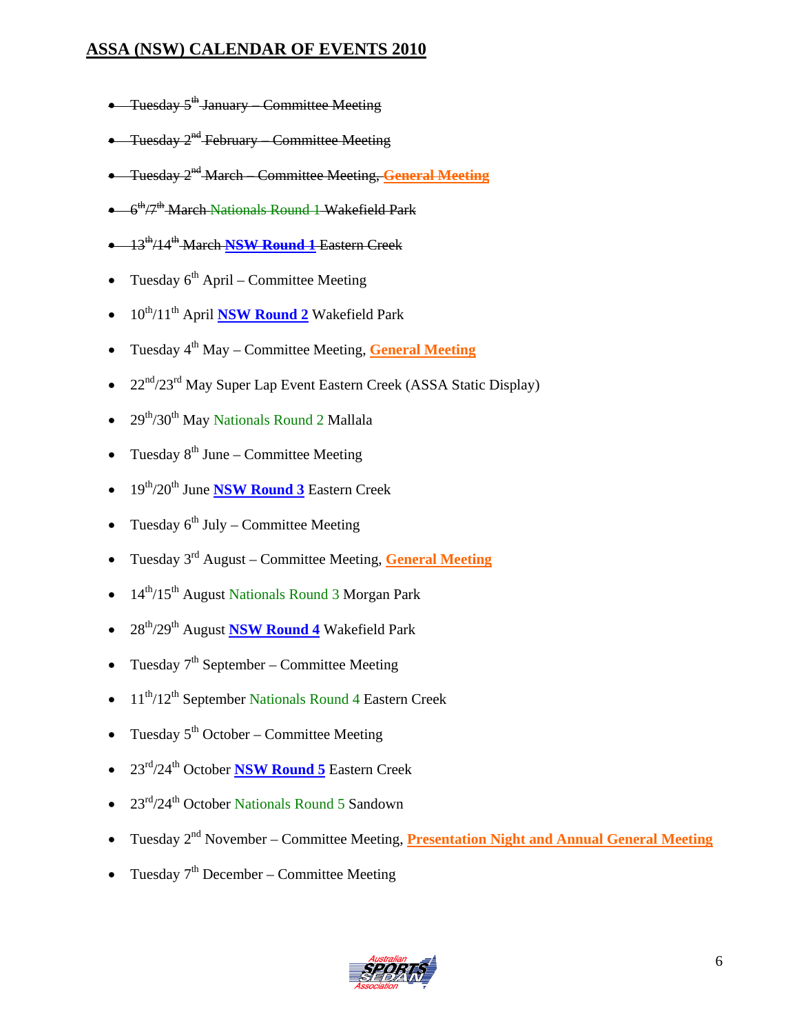# ASSA (NSW) CALENDAR OF EVENTS 2010

- ~~Tuesday 5th January – Committee Meeting~~
- ~~Tuesday 2nd February – Committee Meeting~~
- ~~Tuesday 2nd March – Committee Meeting, **General Meeting**~~
- ~~6th/7th March Nationals Round 1 Wakefield Park~~
- ~~13th/14th March **NSW Round 1** Eastern Creek~~
- Tuesday 6th April – Committee Meeting
- 10th/11th April **NSW Round 2** Wakefield Park
- Tuesday 4th May – Committee Meeting, **General Meeting**
- 22nd/23rd May Super Lap Event Eastern Creek (ASSA Static Display)
- 29th/30th May Nationals Round 2 Mallala
- Tuesday 8th June – Committee Meeting
- 19th/20th June **NSW Round 3** Eastern Creek
- Tuesday 6th July – Committee Meeting
- Tuesday 3rd August – Committee Meeting, **General Meeting**
- 14th/15th August Nationals Round 3 Morgan Park
- 28th/29th August **NSW Round 4** Wakefield Park
- Tuesday 7th September – Committee Meeting
- 11th/12th September Nationals Round 4 Eastern Creek
- Tuesday 5th October – Committee Meeting
- 23rd/24th October **NSW Round 5** Eastern Creek
- 23rd/24th October Nationals Round 5 Sandown
- Tuesday 2nd November – Committee Meeting, **Presentation Night and Annual General Meeting**
- Tuesday 7th December – Committee Meeting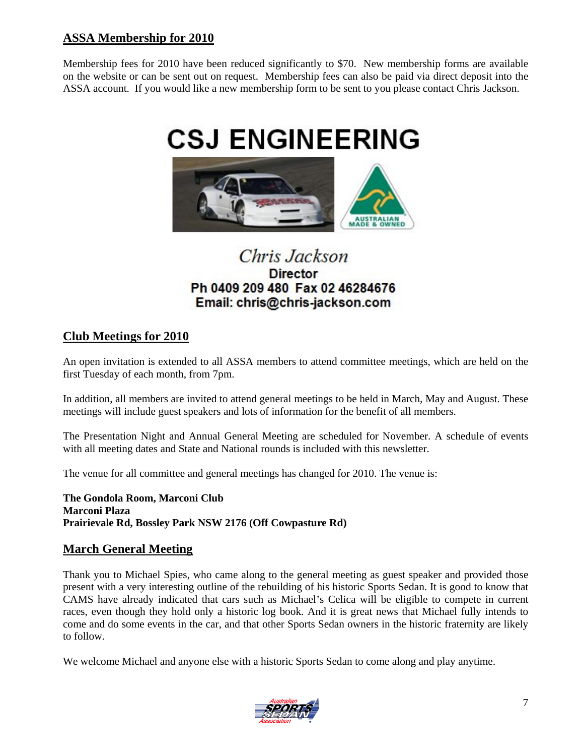## ASSA Membership for 2010

Membership fees for 2010 have been reduced significantly to $70. New membership forms are available on the website or can be sent out on request. Membership fees can also be paid via direct deposit into the ASSA account. If you would like a new membership form to be sent to you please contact Chris Jackson.

**CSJ ENGINEERING**

*Chris Jackson*
**Director**
**Ph 0409 209 480 Fax 02 46284676**
**Email: chris@chris-jackson.com**

## Club Meetings for 2010

An open invitation is extended to all ASSA members to attend committee meetings, which are held on the first Tuesday of each month, from 7pm.

In addition, all members are invited to attend general meetings to be held in March, May and August. These meetings will include guest speakers and lots of information for the benefit of all members.

The Presentation Night and Annual General Meeting are scheduled for November. A schedule of events with all meeting dates and State and National rounds is included with this newsletter.

The venue for all committee and general meetings has changed for 2010. The venue is:

**The Gondola Room, Marconi Club**
**Marconi Plaza**
**Prairievale Rd, Bossley Park NSW 2176 (Off Cowpasture Rd)**

## March General Meeting

Thank you to Michael Spies, who came along to the general meeting as guest speaker and provided those present with a very interesting outline of the rebuilding of his historic Sports Sedan. It is good to know that CAMS have already indicated that cars such as Michael's Celica will be eligible to compete in current races, even though they hold only a historic log book. And it is great news that Michael fully intends to come and do some events in the car, and that other Sports Sedan owners in the historic fraternity are likely to follow.

We welcome Michael and anyone else with a historic Sports Sedan to come along and play anytime.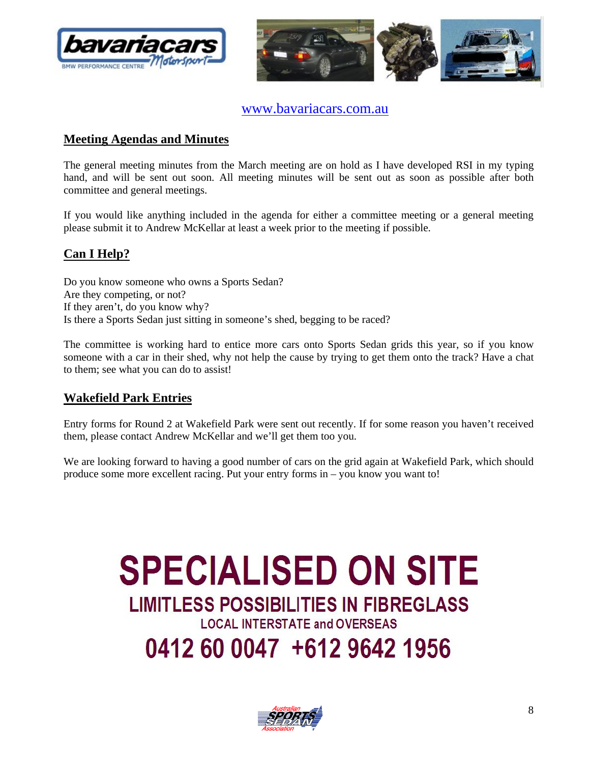www.bavariacars.com.au

## Meeting Agendas and Minutes

The general meeting minutes from the March meeting are on hold as I have developed RSI in my typing hand, and will be sent out soon. All meeting minutes will be sent out as soon as possible after both committee and general meetings.

If you would like anything included in the agenda for either a committee meeting or a general meeting please submit it to Andrew McKellar at least a week prior to the meeting if possible.

## Can I Help?

Do you know someone who owns a Sports Sedan?
Are they competing, or not?
If they aren't, do you know why?
Is there a Sports Sedan just sitting in someone's shed, begging to be raced?

The committee is working hard to entice more cars onto Sports Sedan grids this year, so if you know someone with a car in their shed, why not help the cause by trying to get them onto the track? Have a chat to them; see what you can do to assist!

## Wakefield Park Entries

Entry forms for Round 2 at Wakefield Park were sent out recently. If for some reason you haven't received them, please contact Andrew McKellar and we'll get them too you.

We are looking forward to having a good number of cars on the grid again at Wakefield Park, which should produce some more excellent racing. Put your entry forms in – you know you want to!

# SPECIALISED ON SITE

## LIMITLESS POSSIBILITIES IN FIBREGLASS

### LOCAL INTERSTATE and OVERSEAS

## 0412 60 0047 +612 9642 1956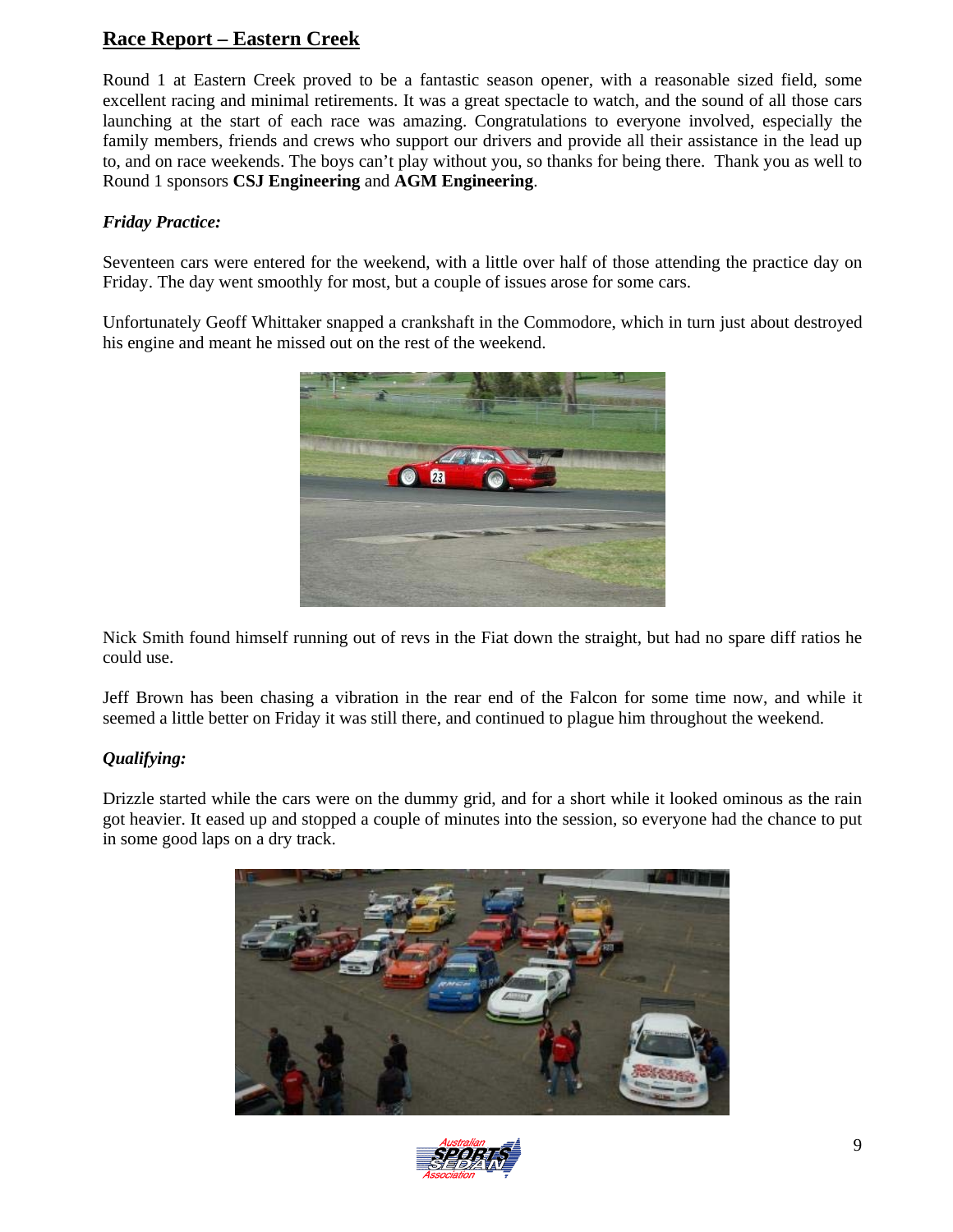## Race Report – Eastern Creek

Round 1 at Eastern Creek proved to be a fantastic season opener, with a reasonable sized field, some excellent racing and minimal retirements. It was a great spectacle to watch, and the sound of all those cars launching at the start of each race was amazing. Congratulations to everyone involved, especially the family members, friends and crews who support our drivers and provide all their assistance in the lead up to, and on race weekends. The boys can't play without you, so thanks for being there. Thank you as well to Round 1 sponsors **CSJ Engineering** and **AGM Engineering**.

### *Friday Practice:*

Seventeen cars were entered for the weekend, with a little over half of those attending the practice day on Friday. The day went smoothly for most, but a couple of issues arose for some cars.

Unfortunately Geoff Whittaker snapped a crankshaft in the Commodore, which in turn just about destroyed his engine and meant he missed out on the rest of the weekend.

Nick Smith found himself running out of revs in the Fiat down the straight, but had no spare diff ratios he could use.

Jeff Brown has been chasing a vibration in the rear end of the Falcon for some time now, and while it seemed a little better on Friday it was still there, and continued to plague him throughout the weekend.

### *Qualifying:*

Drizzle started while the cars were on the dummy grid, and for a short while it looked ominous as the rain got heavier. It eased up and stopped a couple of minutes into the session, so everyone had the chance to put in some good laps on a dry track.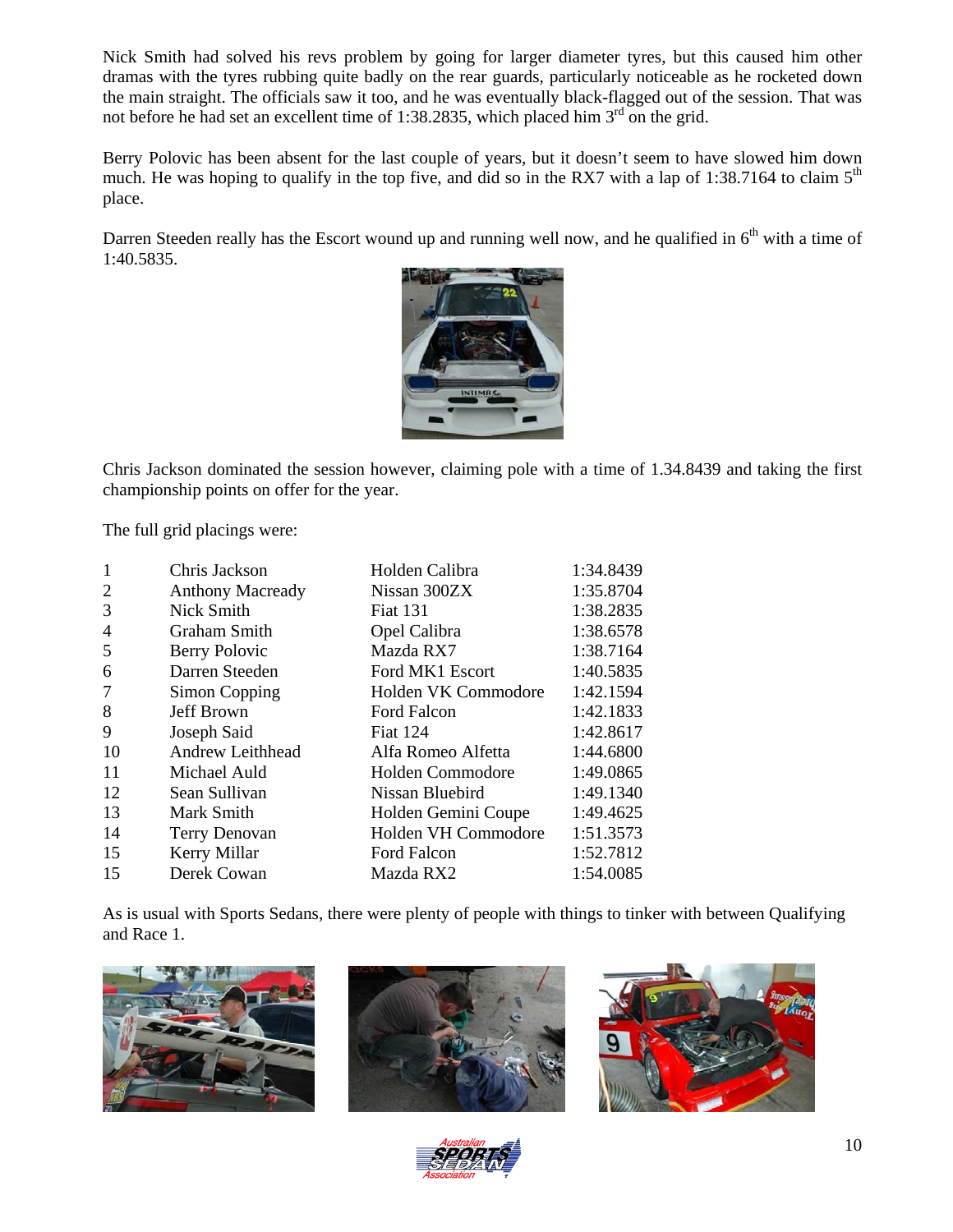Nick Smith had solved his revs problem by going for larger diameter tyres, but this caused him other dramas with the tyres rubbing quite badly on the rear guards, particularly noticeable as he rocketed down the main straight. The officials saw it too, and he was eventually black-flagged out of the session. That was not before he had set an excellent time of 1:38.2835, which placed him 3rd on the grid.

Berry Polovic has been absent for the last couple of years, but it doesn't seem to have slowed him down much. He was hoping to qualify in the top five, and did so in the RX7 with a lap of 1:38.7164 to claim 5th place.

Darren Steeden really has the Escort wound up and running well now, and he qualified in 6th with a time of 1:40.5835.

Chris Jackson dominated the session however, claiming pole with a time of 1.34.8439 and taking the first championship points on offer for the year.

The full grid placings were:

| | | | |
|---|---|---|---|
| 1 | Chris Jackson | Holden Calibra | 1:34.8439 |
| 2 | Anthony Macready | Nissan 300ZX | 1:35.8704 |
| 3 | Nick Smith | Fiat 131 | 1:38.2835 |
| 4 | Graham Smith | Opel Calibra | 1:38.6578 |
| 5 | Berry Polovic | Mazda RX7 | 1:38.7164 |
| 6 | Darren Steeden | Ford MK1 Escort | 1:40.5835 |
| 7 | Simon Copping | Holden VK Commodore | 1:42.1594 |
| 8 | Jeff Brown | Ford Falcon | 1:42.1833 |
| 9 | Joseph Said | Fiat 124 | 1:42.8617 |
| 10 | Andrew Leithhead | Alfa Romeo Alfetta | 1:44.6800 |
| 11 | Michael Auld | Holden Commodore | 1:49.0865 |
| 12 | Sean Sullivan | Nissan Bluebird | 1:49.1340 |
| 13 | Mark Smith | Holden Gemini Coupe | 1:49.4625 |
| 14 | Terry Denovan | Holden VH Commodore | 1:51.3573 |
| 15 | Kerry Millar | Ford Falcon | 1:52.7812 |
| 15 | Derek Cowan | Mazda RX2 | 1:54.0085 |

As is usual with Sports Sedans, there were plenty of people with things to tinker with between Qualifying and Race 1.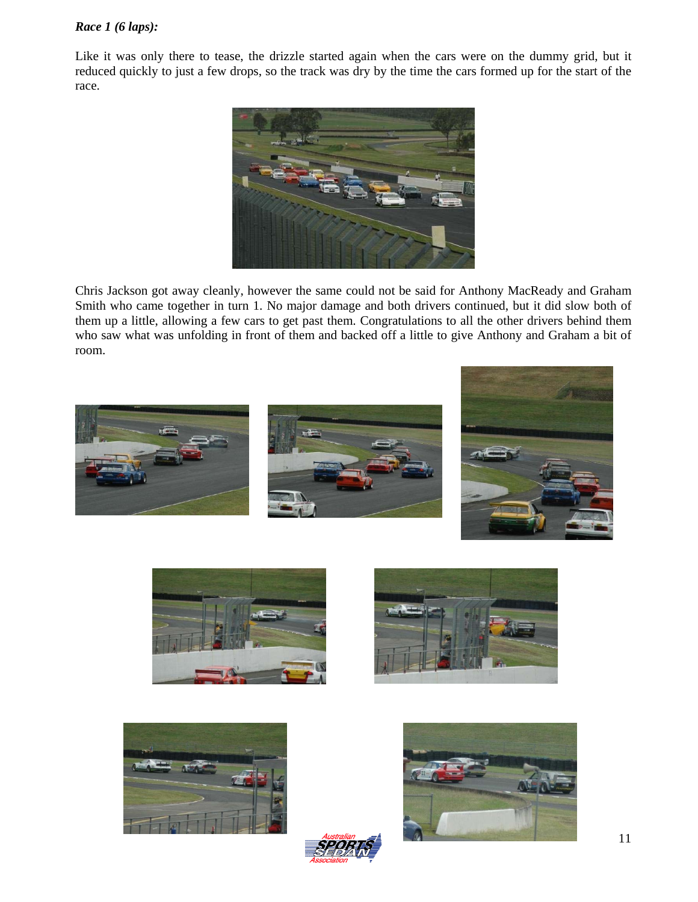***Race 1 (6 laps):***

Like it was only there to tease, the drizzle started again when the cars were on the dummy grid, but it reduced quickly to just a few drops, so the track was dry by the time the cars formed up for the start of the race.

Chris Jackson got away cleanly, however the same could not be said for Anthony MacReady and Graham Smith who came together in turn 1. No major damage and both drivers continued, but it did slow both of them up a little, allowing a few cars to get past them. Congratulations to all the other drivers behind them who saw what was unfolding in front of them and backed off a little to give Anthony and Graham a bit of room.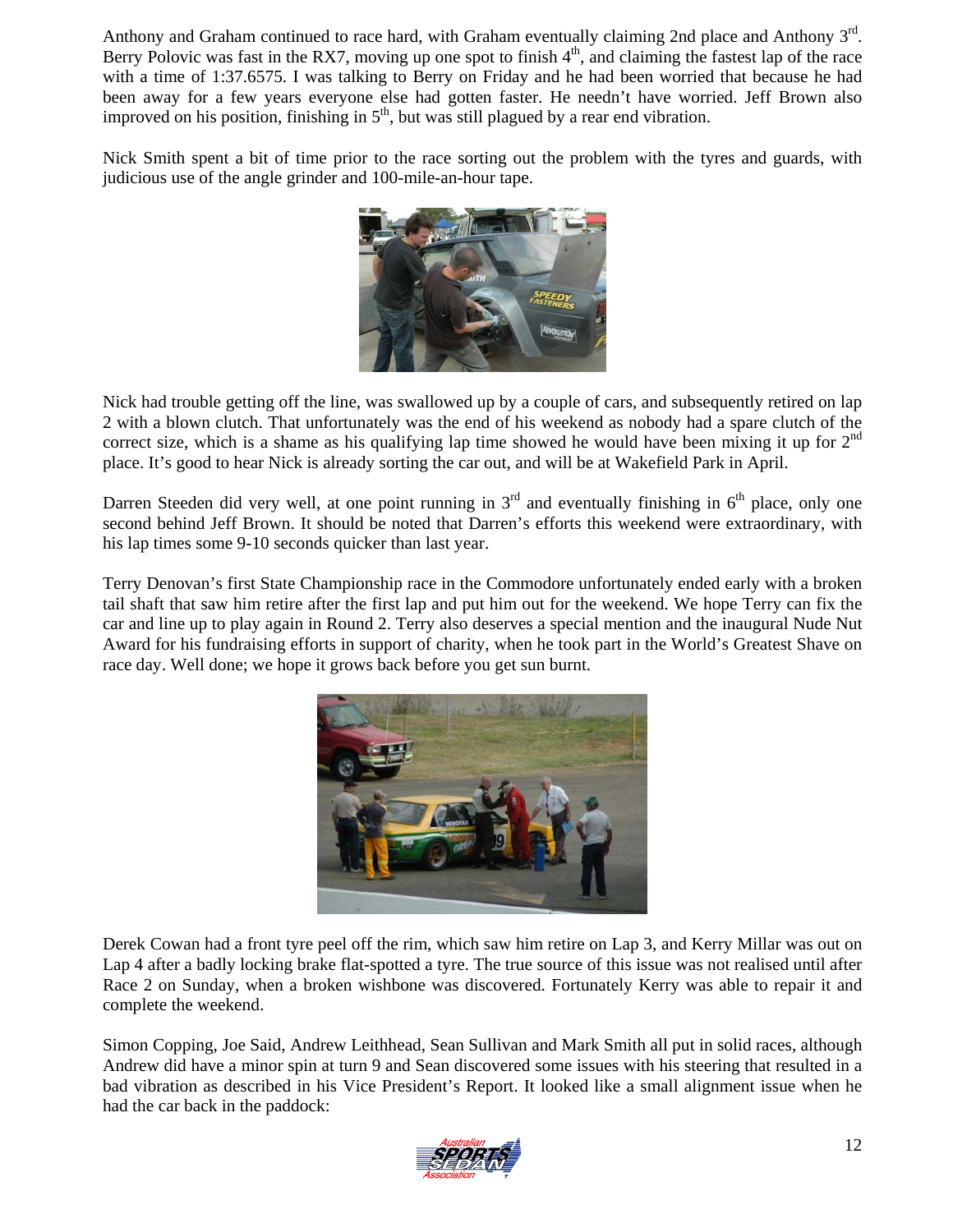Anthony and Graham continued to race hard, with Graham eventually claiming 2nd place and Anthony 3rd. Berry Polovic was fast in the RX7, moving up one spot to finish 4th, and claiming the fastest lap of the race with a time of 1:37.6575. I was talking to Berry on Friday and he had been worried that because he had been away for a few years everyone else had gotten faster. He needn't have worried. Jeff Brown also improved on his position, finishing in 5th, but was still plagued by a rear end vibration.

Nick Smith spent a bit of time prior to the race sorting out the problem with the tyres and guards, with judicious use of the angle grinder and 100-mile-an-hour tape.

Nick had trouble getting off the line, was swallowed up by a couple of cars, and subsequently retired on lap 2 with a blown clutch. That unfortunately was the end of his weekend as nobody had a spare clutch of the correct size, which is a shame as his qualifying lap time showed he would have been mixing it up for 2nd place. It's good to hear Nick is already sorting the car out, and will be at Wakefield Park in April.

Darren Steeden did very well, at one point running in 3rd and eventually finishing in 6th place, only one second behind Jeff Brown. It should be noted that Darren's efforts this weekend were extraordinary, with his lap times some 9-10 seconds quicker than last year.

Terry Denovan's first State Championship race in the Commodore unfortunately ended early with a broken tail shaft that saw him retire after the first lap and put him out for the weekend. We hope Terry can fix the car and line up to play again in Round 2. Terry also deserves a special mention and the inaugural Nude Nut Award for his fundraising efforts in support of charity, when he took part in the World's Greatest Shave on race day. Well done; we hope it grows back before you get sun burnt.

Derek Cowan had a front tyre peel off the rim, which saw him retire on Lap 3, and Kerry Millar was out on Lap 4 after a badly locking brake flat-spotted a tyre. The true source of this issue was not realised until after Race 2 on Sunday, when a broken wishbone was discovered. Fortunately Kerry was able to repair it and complete the weekend.

Simon Copping, Joe Said, Andrew Leithhead, Sean Sullivan and Mark Smith all put in solid races, although Andrew did have a minor spin at turn 9 and Sean discovered some issues with his steering that resulted in a bad vibration as described in his Vice President's Report. It looked like a small alignment issue when he had the car back in the paddock: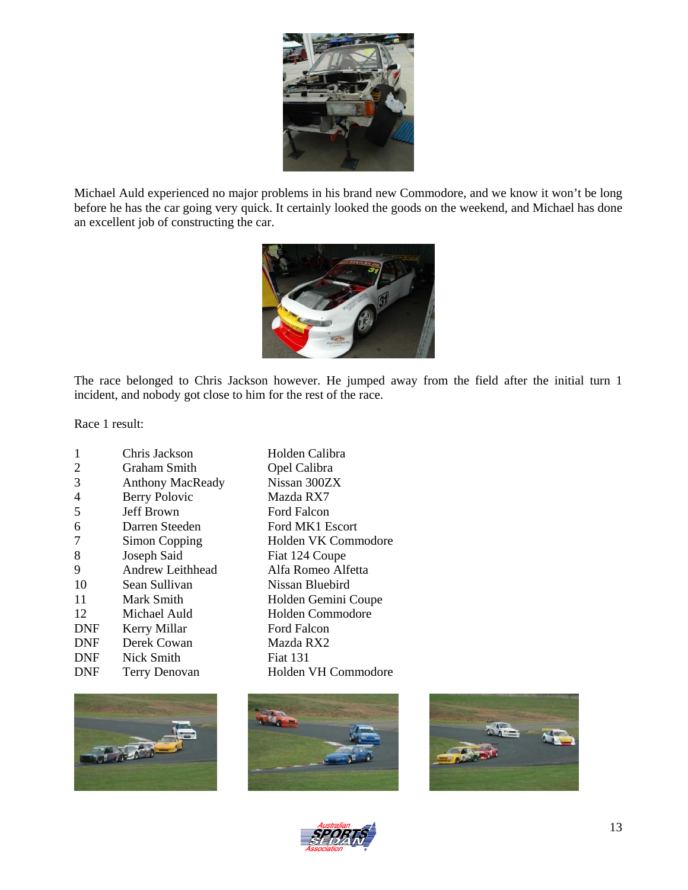Michael Auld experienced no major problems in his brand new Commodore, and we know it won't be long before he has the car going very quick. It certainly looked the goods on the weekend, and Michael has done an excellent job of constructing the car.

The race belonged to Chris Jackson however. He jumped away from the field after the initial turn 1 incident, and nobody got close to him for the rest of the race.

Race 1 result:

| | | |
|---|---|---|
| 1 | Chris Jackson | Holden Calibra |
| 2 | Graham Smith | Opel Calibra |
| 3 | Anthony MacReady | Nissan 300ZX |
| 4 | Berry Polovic | Mazda RX7 |
| 5 | Jeff Brown | Ford Falcon |
| 6 | Darren Steeden | Ford MK1 Escort |
| 7 | Simon Copping | Holden VK Commodore |
| 8 | Joseph Said | Fiat 124 Coupe |
| 9 | Andrew Leithhead | Alfa Romeo Alfetta |
| 10 | Sean Sullivan | Nissan Bluebird |
| 11 | Mark Smith | Holden Gemini Coupe |
| 12 | Michael Auld | Holden Commodore |
| DNF | Kerry Millar | Ford Falcon |
| DNF | Derek Cowan | Mazda RX2 |
| DNF | Nick Smith | Fiat 131 |
| DNF | Terry Denovan | Holden VH Commodore |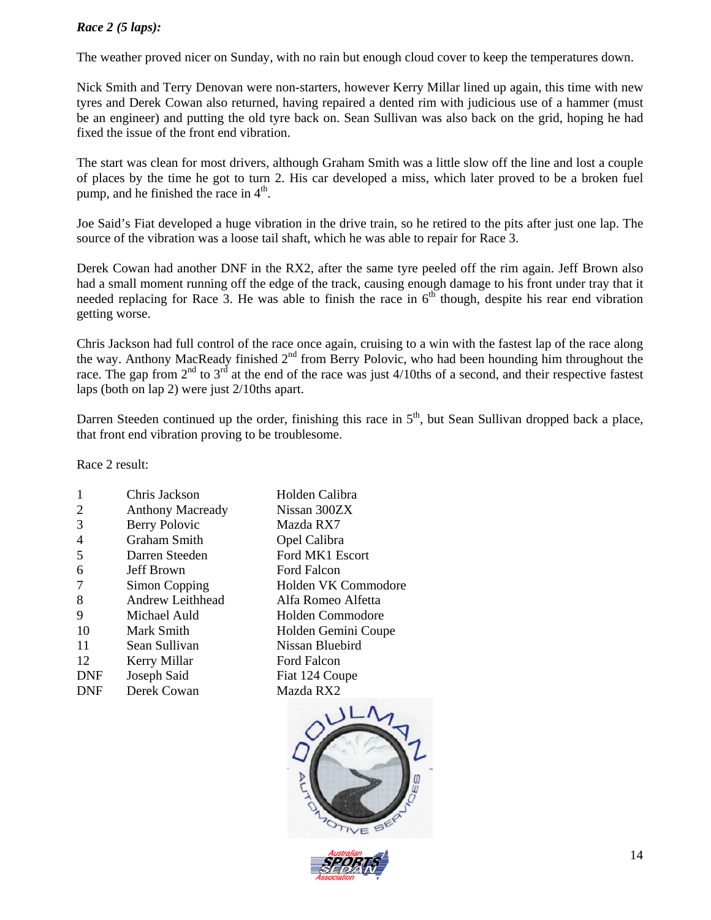***Race 2 (5 laps):***

The weather proved nicer on Sunday, with no rain but enough cloud cover to keep the temperatures down.

Nick Smith and Terry Denovan were non-starters, however Kerry Millar lined up again, this time with new tyres and Derek Cowan also returned, having repaired a dented rim with judicious use of a hammer (must be an engineer) and putting the old tyre back on. Sean Sullivan was also back on the grid, hoping he had fixed the issue of the front end vibration.

The start was clean for most drivers, although Graham Smith was a little slow off the line and lost a couple of places by the time he got to turn 2. His car developed a miss, which later proved to be a broken fuel pump, and he finished the race in 4th.

Joe Said's Fiat developed a huge vibration in the drive train, so he retired to the pits after just one lap. The source of the vibration was a loose tail shaft, which he was able to repair for Race 3.

Derek Cowan had another DNF in the RX2, after the same tyre peeled off the rim again. Jeff Brown also had a small moment running off the edge of the track, causing enough damage to his front under tray that it needed replacing for Race 3. He was able to finish the race in 6th though, despite his rear end vibration getting worse.

Chris Jackson had full control of the race once again, cruising to a win with the fastest lap of the race along the way. Anthony MacReady finished 2nd from Berry Polovic, who had been hounding him throughout the race. The gap from 2nd to 3rd at the end of the race was just 4/10ths of a second, and their respective fastest laps (both on lap 2) were just 2/10ths apart.

Darren Steeden continued up the order, finishing this race in 5th, but Sean Sullivan dropped back a place, that front end vibration proving to be troublesome.

Race 2 result:

| Pos | Driver | Car |
|---|---|---|
| 1 | Chris Jackson | Holden Calibra |
| 2 | Anthony Macready | Nissan 300ZX |
| 3 | Berry Polovic | Mazda RX7 |
| 4 | Graham Smith | Opel Calibra |
| 5 | Darren Steeden | Ford MK1 Escort |
| 6 | Jeff Brown | Ford Falcon |
| 7 | Simon Copping | Holden VK Commodore |
| 8 | Andrew Leithhead | Alfa Romeo Alfetta |
| 9 | Michael Auld | Holden Commodore |
| 10 | Mark Smith | Holden Gemini Coupe |
| 11 | Sean Sullivan | Nissan Bluebird |
| 12 | Kerry Millar | Ford Falcon |
| DNF | Joseph Said | Fiat 124 Coupe |
| DNF | Derek Cowan | Mazda RX2 |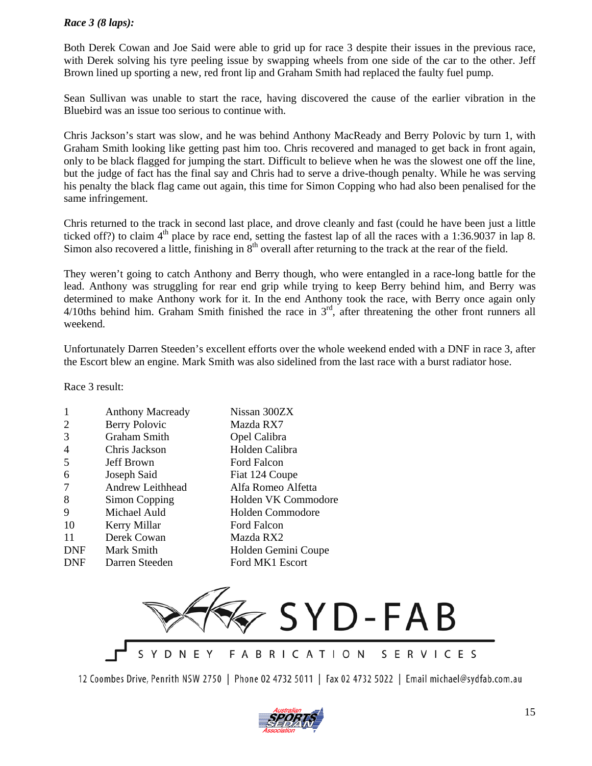***Race 3 (8 laps):***

Both Derek Cowan and Joe Said were able to grid up for race 3 despite their issues in the previous race, with Derek solving his tyre peeling issue by swapping wheels from one side of the car to the other. Jeff Brown lined up sporting a new, red front lip and Graham Smith had replaced the faulty fuel pump.

Sean Sullivan was unable to start the race, having discovered the cause of the earlier vibration in the Bluebird was an issue too serious to continue with.

Chris Jackson's start was slow, and he was behind Anthony MacReady and Berry Polovic by turn 1, with Graham Smith looking like getting past him too. Chris recovered and managed to get back in front again, only to be black flagged for jumping the start. Difficult to believe when he was the slowest one off the line, but the judge of fact has the final say and Chris had to serve a drive-though penalty. While he was serving his penalty the black flag came out again, this time for Simon Copping who had also been penalised for the same infringement.

Chris returned to the track in second last place, and drove cleanly and fast (could he have been just a little ticked off?) to claim 4th place by race end, setting the fastest lap of all the races with a 1:36.9037 in lap 8. Simon also recovered a little, finishing in 8th overall after returning to the track at the rear of the field.

They weren't going to catch Anthony and Berry though, who were entangled in a race-long battle for the lead. Anthony was struggling for rear end grip while trying to keep Berry behind him, and Berry was determined to make Anthony work for it. In the end Anthony took the race, with Berry once again only 4/10ths behind him. Graham Smith finished the race in 3rd, after threatening the other front runners all weekend.

Unfortunately Darren Steeden's excellent efforts over the whole weekend ended with a DNF in race 3, after the Escort blew an engine. Mark Smith was also sidelined from the last race with a burst radiator hose.

Race 3 result:

| Pos | Driver | Car |
|---|---|---|
| 1 | Anthony Macready | Nissan 300ZX |
| 2 | Berry Polovic | Mazda RX7 |
| 3 | Graham Smith | Opel Calibra |
| 4 | Chris Jackson | Holden Calibra |
| 5 | Jeff Brown | Ford Falcon |
| 6 | Joseph Said | Fiat 124 Coupe |
| 7 | Andrew Leithhead | Alfa Romeo Alfetta |
| 8 | Simon Copping | Holden VK Commodore |
| 9 | Michael Auld | Holden Commodore |
| 10 | Kerry Millar | Ford Falcon |
| 11 | Derek Cowan | Mazda RX2 |
| DNF | Mark Smith | Holden Gemini Coupe |
| DNF | Darren Steeden | Ford MK1 Escort |

SYD-FAB
SYDNEY FABRICATION SERVICES

12 Coombes Drive, Penrith NSW 2750 | Phone 02 4732 5011 | Fax 02 4732 5022 | Email michael@sydfab.com.au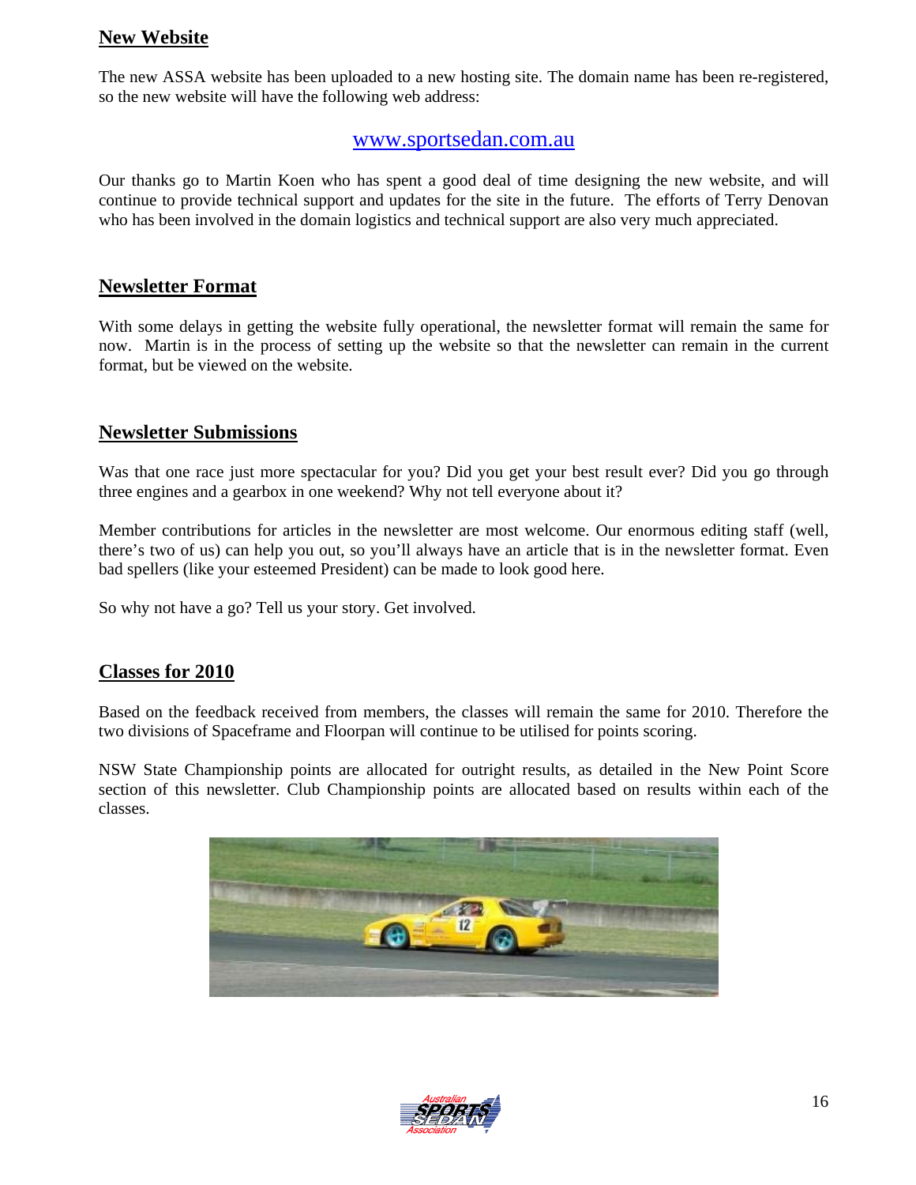## New Website

The new ASSA website has been uploaded to a new hosting site. The domain name has been re-registered, so the new website will have the following web address:

[www.sportsedan.com.au](http://www.sportsedan.com.au)

Our thanks go to Martin Koen who has spent a good deal of time designing the new website, and will continue to provide technical support and updates for the site in the future. The efforts of Terry Denovan who has been involved in the domain logistics and technical support are also very much appreciated.

## Newsletter Format

With some delays in getting the website fully operational, the newsletter format will remain the same for now. Martin is in the process of setting up the website so that the newsletter can remain in the current format, but be viewed on the website.

## Newsletter Submissions

Was that one race just more spectacular for you? Did you get your best result ever? Did you go through three engines and a gearbox in one weekend? Why not tell everyone about it?

Member contributions for articles in the newsletter are most welcome. Our enormous editing staff (well, there's two of us) can help you out, so you'll always have an article that is in the newsletter format. Even bad spellers (like your esteemed President) can be made to look good here.

So why not have a go? Tell us your story. Get involved.

## Classes for 2010

Based on the feedback received from members, the classes will remain the same for 2010. Therefore the two divisions of Spaceframe and Floorpan will continue to be utilised for points scoring.

NSW State Championship points are allocated for outright results, as detailed in the New Point Score section of this newsletter. Club Championship points are allocated based on results within each of the classes.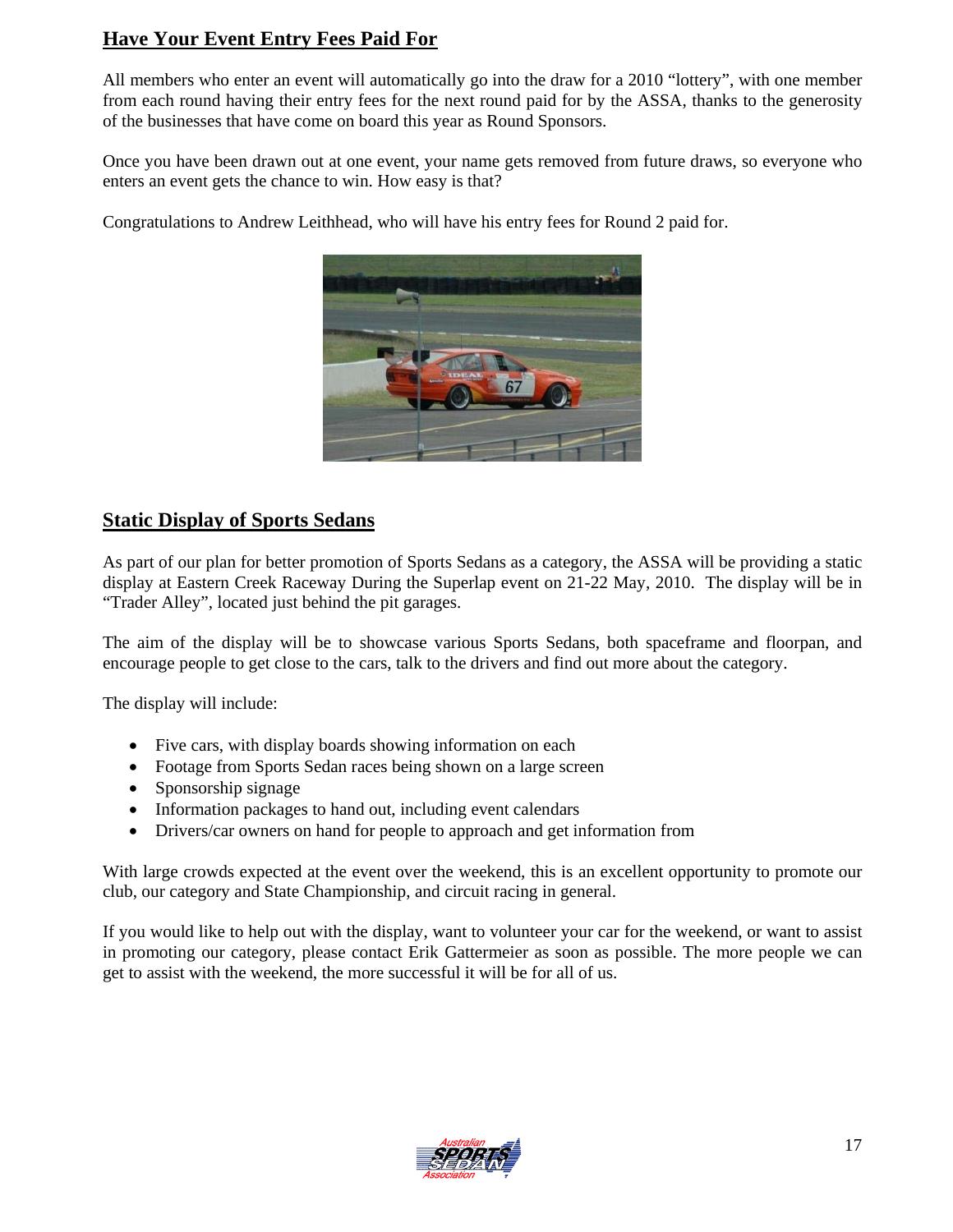## Have Your Event Entry Fees Paid For

All members who enter an event will automatically go into the draw for a 2010 "lottery", with one member from each round having their entry fees for the next round paid for by the ASSA, thanks to the generosity of the businesses that have come on board this year as Round Sponsors.

Once you have been drawn out at one event, your name gets removed from future draws, so everyone who enters an event gets the chance to win. How easy is that?

Congratulations to Andrew Leithhead, who will have his entry fees for Round 2 paid for.

## Static Display of Sports Sedans

As part of our plan for better promotion of Sports Sedans as a category, the ASSA will be providing a static display at Eastern Creek Raceway During the Superlap event on 21-22 May, 2010. The display will be in "Trader Alley", located just behind the pit garages.

The aim of the display will be to showcase various Sports Sedans, both spaceframe and floorpan, and encourage people to get close to the cars, talk to the drivers and find out more about the category.

The display will include:

- Five cars, with display boards showing information on each
- Footage from Sports Sedan races being shown on a large screen
- Sponsorship signage
- Information packages to hand out, including event calendars
- Drivers/car owners on hand for people to approach and get information from

With large crowds expected at the event over the weekend, this is an excellent opportunity to promote our club, our category and State Championship, and circuit racing in general.

If you would like to help out with the display, want to volunteer your car for the weekend, or want to assist in promoting our category, please contact Erik Gattermeier as soon as possible. The more people we can get to assist with the weekend, the more successful it will be for all of us.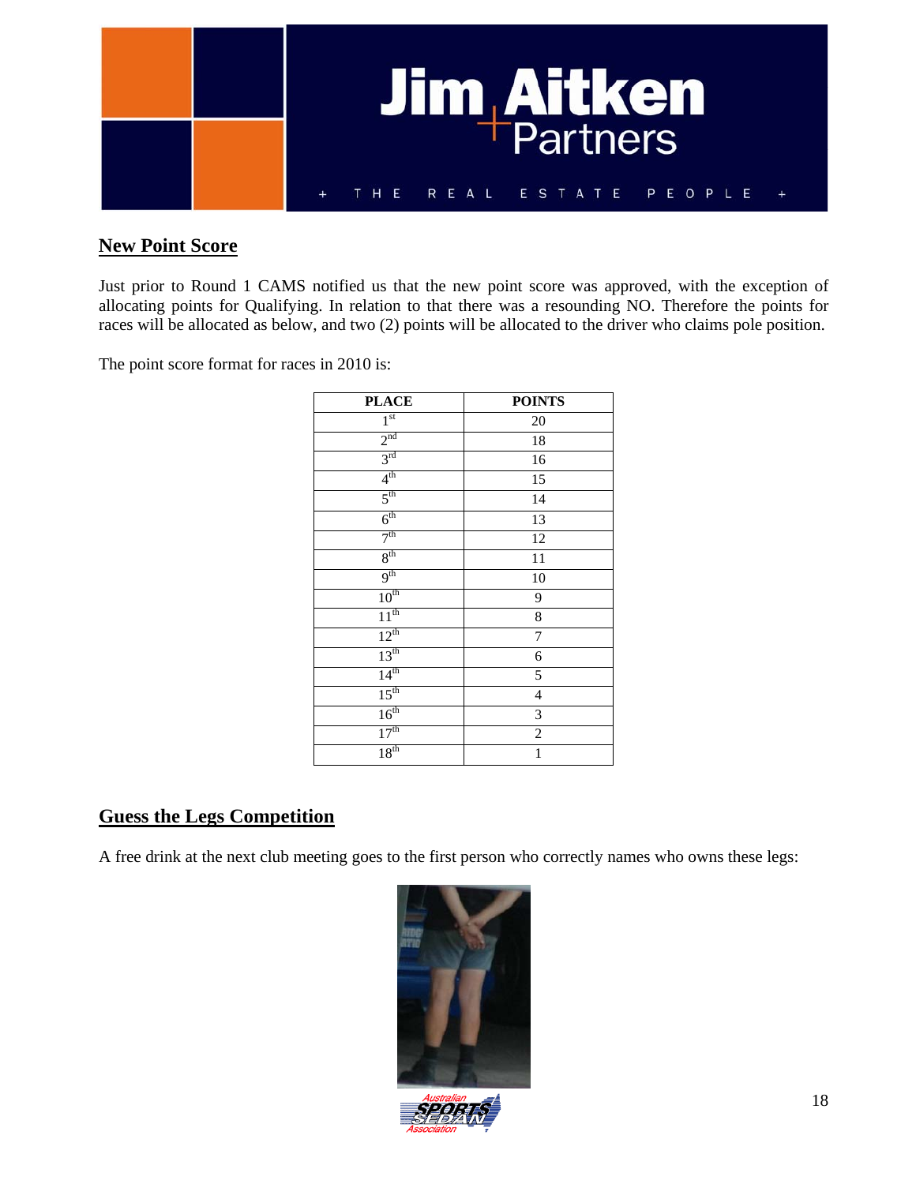## New Point Score

Just prior to Round 1 CAMS notified us that the new point score was approved, with the exception of allocating points for Qualifying. In relation to that there was a resounding NO. Therefore the points for races will be allocated as below, and two (2) points will be allocated to the driver who claims pole position.

The point score format for races in 2010 is:

| PLACE | POINTS |
|---|---|
| 1st | 20 |
| 2nd | 18 |
| 3rd | 16 |
| 4th | 15 |
| 5th | 14 |
| 6th | 13 |
| 7th | 12 |
| 8th | 11 |
| 9th | 10 |
| 10th | 9 |
| 11th | 8 |
| 12th | 7 |
| 13th | 6 |
| 14th | 5 |
| 15th | 4 |
| 16th | 3 |
| 17th | 2 |
| 18th | 1 |

## Guess the Legs Competition

A free drink at the next club meeting goes to the first person who correctly names who owns these legs: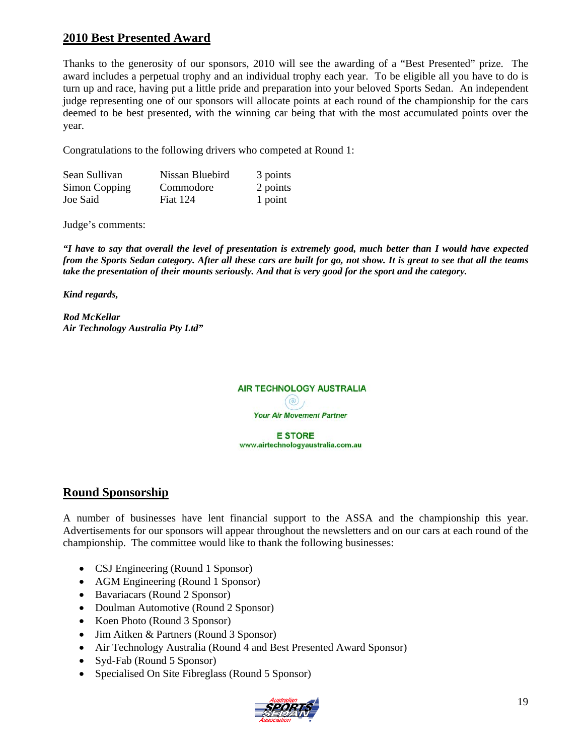## 2010 Best Presented Award

Thanks to the generosity of our sponsors, 2010 will see the awarding of a "Best Presented" prize. The award includes a perpetual trophy and an individual trophy each year. To be eligible all you have to do is turn up and race, having put a little pride and preparation into your beloved Sports Sedan. An independent judge representing one of our sponsors will allocate points at each round of the championship for the cars deemed to be best presented, with the winning car being that with the most accumulated points over the year.

Congratulations to the following drivers who competed at Round 1:

| | | |
|---|---|---|
| Sean Sullivan | Nissan Bluebird | 3 points |
| Simon Copping | Commodore | 2 points |
| Joe Said | Fiat 124 | 1 point |

Judge's comments:

***"I have to say that overall the level of presentation is extremely good, much better than I would have expected from the Sports Sedan category. After all these cars are built for go, not show. It is great to see that all the teams take the presentation of their mounts seriously. And that is very good for the sport and the category.***

***Kind regards,***

***Rod McKellar***
***Air Technology Australia Pty Ltd"***

AIR TECHNOLOGY AUSTRALIA

*Your Air Movement Partner*

E STORE
www.airtechnologyaustralia.com.au

## Round Sponsorship

A number of businesses have lent financial support to the ASSA and the championship this year. Advertisements for our sponsors will appear throughout the newsletters and on our cars at each round of the championship. The committee would like to thank the following businesses:

- CSJ Engineering (Round 1 Sponsor)
- AGM Engineering (Round 1 Sponsor)
- Bavariacars (Round 2 Sponsor)
- Doulman Automotive (Round 2 Sponsor)
- Koen Photo (Round 3 Sponsor)
- Jim Aitken & Partners (Round 3 Sponsor)
- Air Technology Australia (Round 4 and Best Presented Award Sponsor)
- Syd-Fab (Round 5 Sponsor)
- Specialised On Site Fibreglass (Round 5 Sponsor)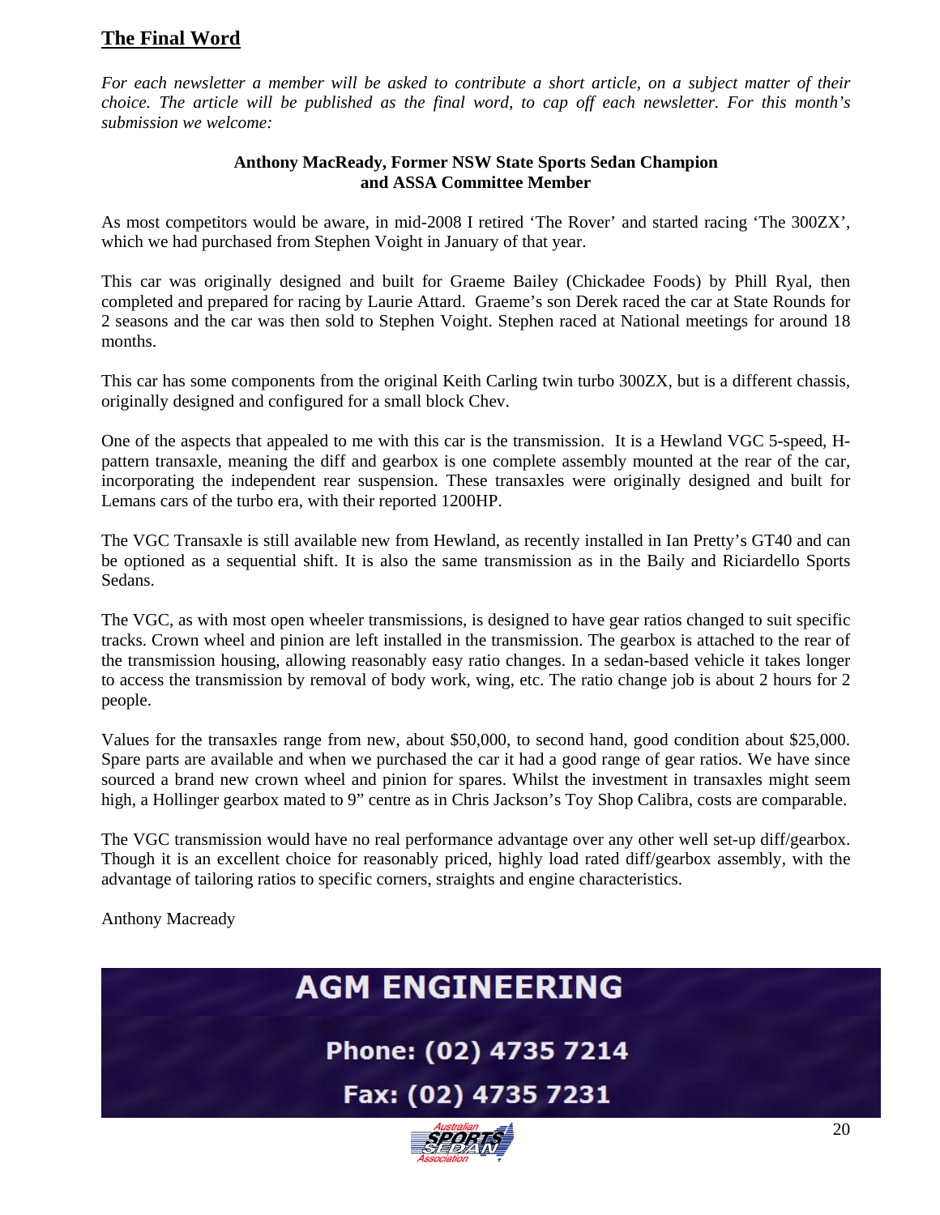## The Final Word

*For each newsletter a member will be asked to contribute a short article, on a subject matter of their choice. The article will be published as the final word, to cap off each newsletter. For this month's submission we welcome:*

**Anthony MacReady, Former NSW State Sports Sedan Champion and ASSA Committee Member**

As most competitors would be aware, in mid-2008 I retired 'The Rover' and started racing 'The 300ZX', which we had purchased from Stephen Voight in January of that year.

This car was originally designed and built for Graeme Bailey (Chickadee Foods) by Phill Ryal, then completed and prepared for racing by Laurie Attard. Graeme's son Derek raced the car at State Rounds for 2 seasons and the car was then sold to Stephen Voight. Stephen raced at National meetings for around 18 months.

This car has some components from the original Keith Carling twin turbo 300ZX, but is a different chassis, originally designed and configured for a small block Chev.

One of the aspects that appealed to me with this car is the transmission. It is a Hewland VGC 5-speed, H-pattern transaxle, meaning the diff and gearbox is one complete assembly mounted at the rear of the car, incorporating the independent rear suspension. These transaxles were originally designed and built for Lemans cars of the turbo era, with their reported 1200HP.

The VGC Transaxle is still available new from Hewland, as recently installed in Ian Pretty's GT40 and can be optioned as a sequential shift. It is also the same transmission as in the Baily and Riciardello Sports Sedans.

The VGC, as with most open wheeler transmissions, is designed to have gear ratios changed to suit specific tracks. Crown wheel and pinion are left installed in the transmission. The gearbox is attached to the rear of the transmission housing, allowing reasonably easy ratio changes. In a sedan-based vehicle it takes longer to access the transmission by removal of body work, wing, etc. The ratio change job is about 2 hours for 2 people.

Values for the transaxles range from new, about $50,000, to second hand, good condition about $25,000. Spare parts are available and when we purchased the car it had a good range of gear ratios. We have since sourced a brand new crown wheel and pinion for spares. Whilst the investment in transaxles might seem high, a Hollinger gearbox mated to 9" centre as in Chris Jackson's Toy Shop Calibra, costs are comparable.

The VGC transmission would have no real performance advantage over any other well set-up diff/gearbox. Though it is an excellent choice for reasonably priced, highly load rated diff/gearbox assembly, with the advantage of tailoring ratios to specific corners, straights and engine characteristics.

Anthony Macready

**AGM ENGINEERING**

**Phone: (02) 4735 7214**

**Fax: (02) 4735 7231**